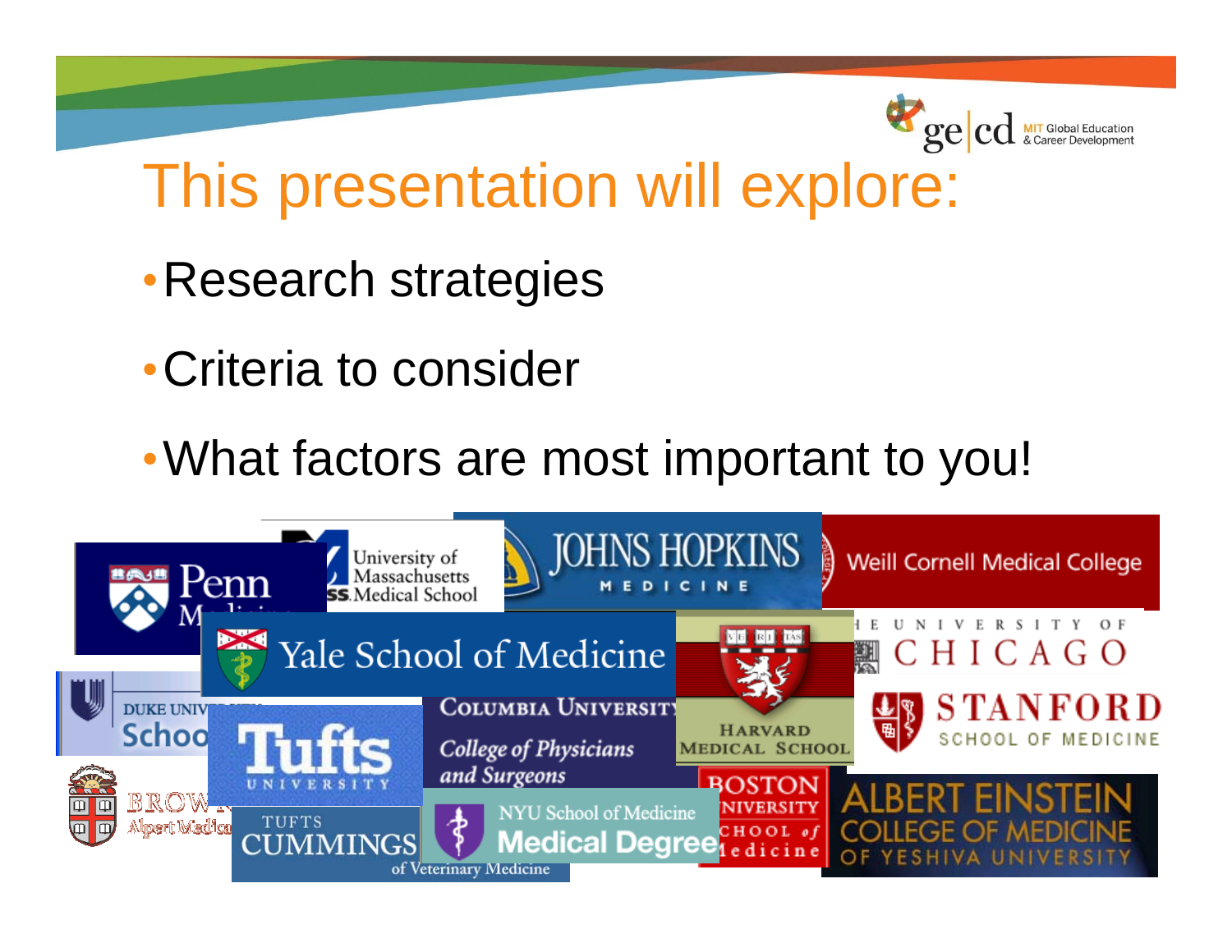# This presentation will explore:

- Research strategies
- Criteria to consider
- What factors are most important to you!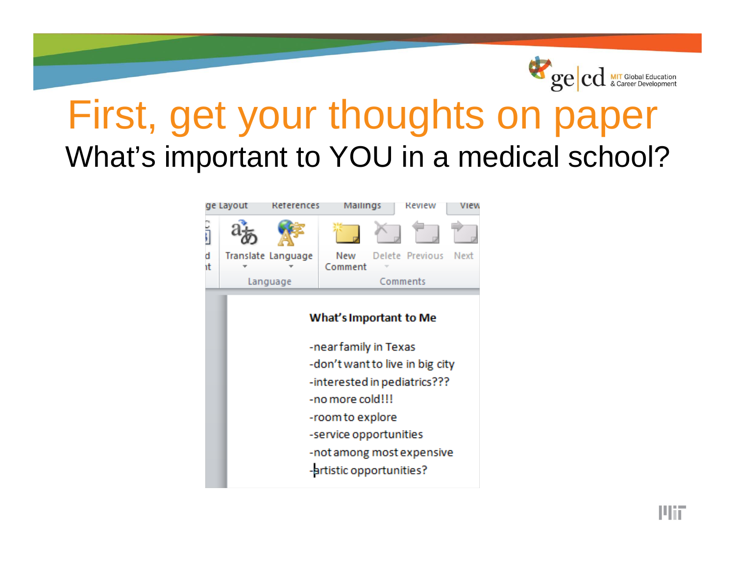# First, get your thoughts on paper

## What's important to YOU in a medical school?

**What's Important to Me**

- -near family in Texas
- -don't want to live in big city
- -interested in pediatrics???
- -no more cold!!!
- -room to explore
- -service opportunities
- -not among most expensive
- -artistic opportunities?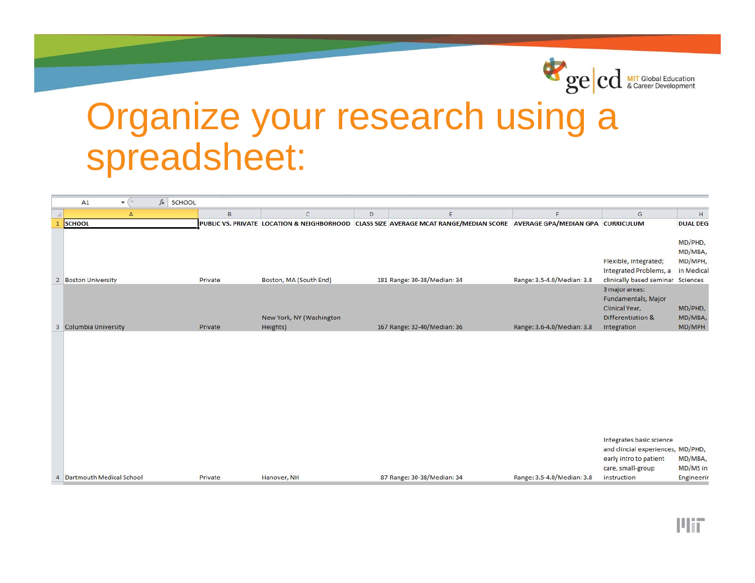# Organize your research using a spreadsheet:

| SCHOOL | PUBLIC VS. PRIVATE | LOCATION & NEIGHBORHOOD | CLASS SIZE | AVERAGE MCAT RANGE/MEDIAN SCORE | AVERAGE GPA/MEDIAN GPA | CURRICULUM | DUAL DEG |
|---|---|---|---|---|---|---|---|
| Boston University | Private | Boston, MA (South End) | 181 | Range: 30-38/Median: 34 | Range: 3.5-4.0/Median: 3.8 | Flexible, integrated; Integrated Problems, a clinically based seminar | MD/PHD, MD/MBA, MD/MPH, in Medical Sciences |
| Columbia University | Private | New York, NY (Washington Heights) | 167 | Range: 32-40/Median: 36 | Range: 3.6-4.0/Median: 3.8 | 3 major areas: Fundamentals, Major Clinical Year, Differentiation & Integration | MD/PHD, MD/MBA, MD/MPH |
| Dartmouth Medical School | Private | Hanover, NH | 87 | Range: 30-38/Median: 34 | Range: 3.5-4.0/Median: 3.8 | Integrates basic science and clincial experiences, early intro to patient care, small-group instruction | MD/PHD, MD/MBA, MD/MS in Engineerin |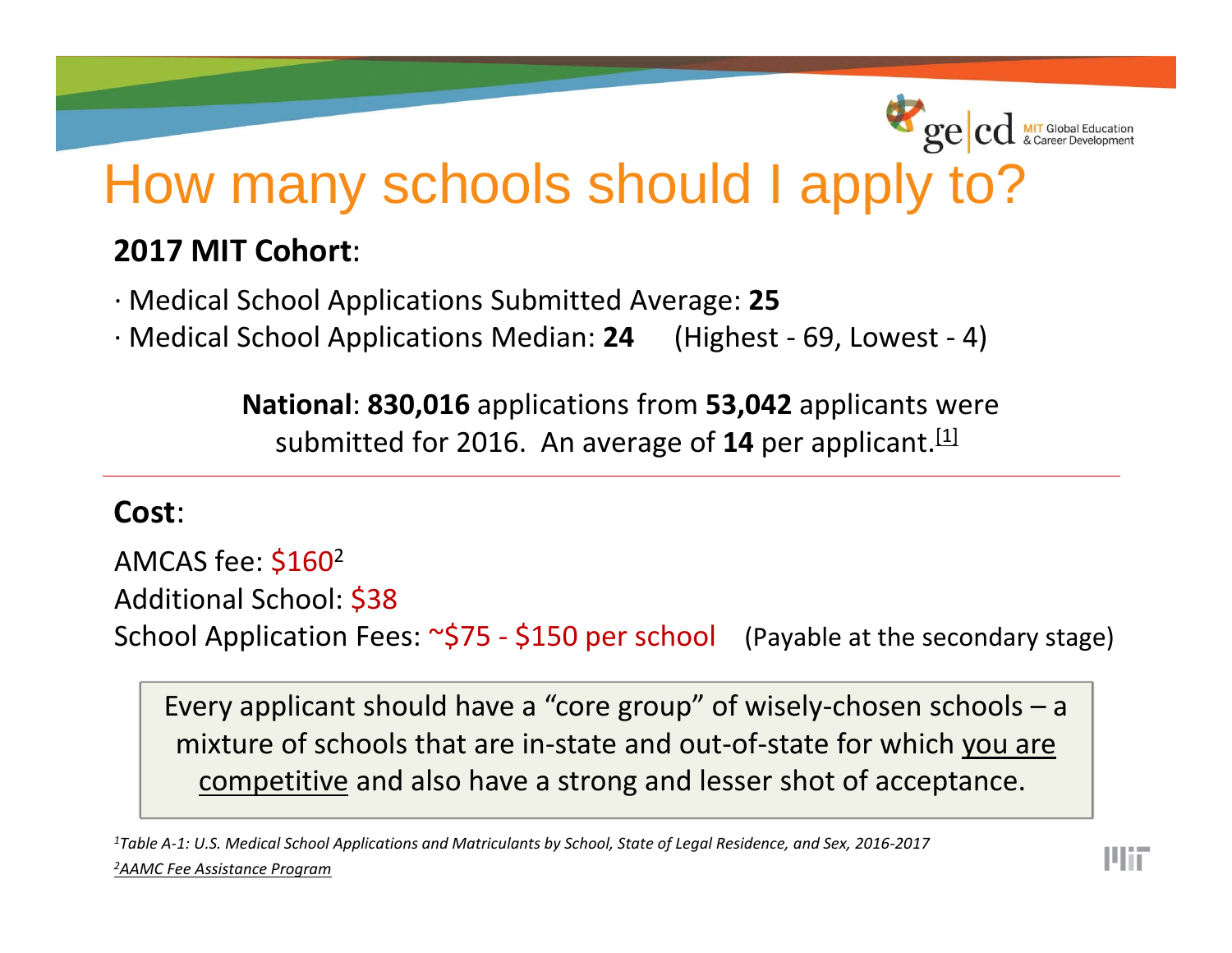# How many schools should I apply to?

**2017 MIT Cohort**:

· Medical School Applications Submitted Average: **25**
· Medical School Applications Median: **24** (Highest - 69, Lowest - 4)

**National**: **830,016** applications from **53,042** applicants were submitted for 2016. An average of **14** per applicant.[1]

---

**Cost**:

AMCAS fee: $160[2]
Additional School: $38
School Application Fees: ~$75 - $150 per school (Payable at the secondary stage)

> Every applicant should have a "core group" of wisely-chosen schools – a mixture of schools that are in-state and out-of-state for which <u>you are competitive</u> and also have a strong and lesser shot of acceptance.

*[1]Table A-1: U.S. Medical School Applications and Matriculants by School, State of Legal Residence, and Sex, 2016-2017*
*[2]AAMC Fee Assistance Program*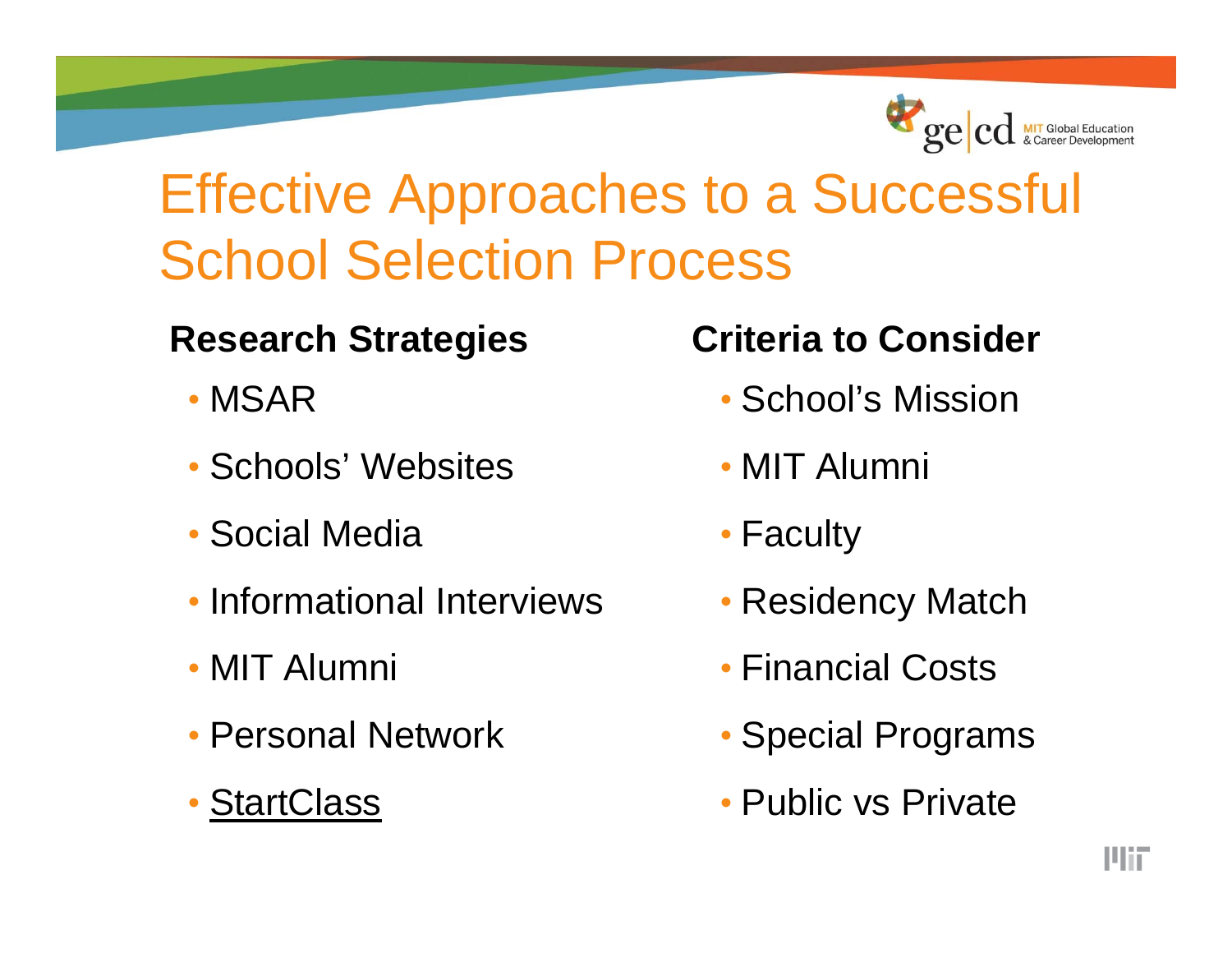# Effective Approaches to a Successful School Selection Process

## Research Strategies

- MSAR
- Schools' Websites
- Social Media
- Informational Interviews
- MIT Alumni
- Personal Network
- StartClass

## Criteria to Consider

- School's Mission
- MIT Alumni
- Faculty
- Residency Match
- Financial Costs
- Special Programs
- Public vs Private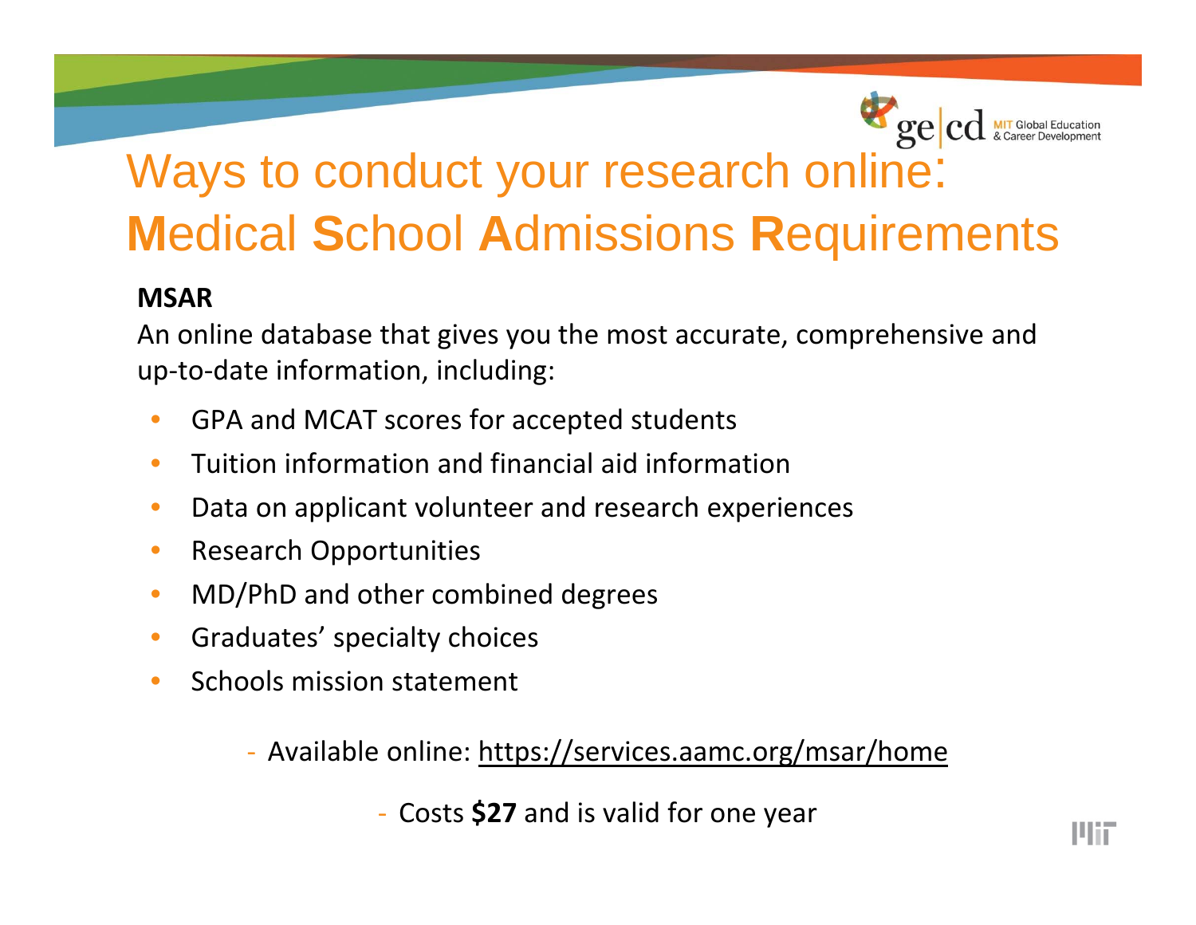# Ways to conduct your research online: **M**edical **S**chool **A**dmissions **R**equirements

**MSAR**

An online database that gives you the most accurate, comprehensive and up-to-date information, including:

- GPA and MCAT scores for accepted students
- Tuition information and financial aid information
- Data on applicant volunteer and research experiences
- Research Opportunities
- MD/PhD and other combined degrees
- Graduates' specialty choices
- Schools mission statement

- Available online: https://services.aamc.org/msar/home
- Costs **$27** and is valid for one year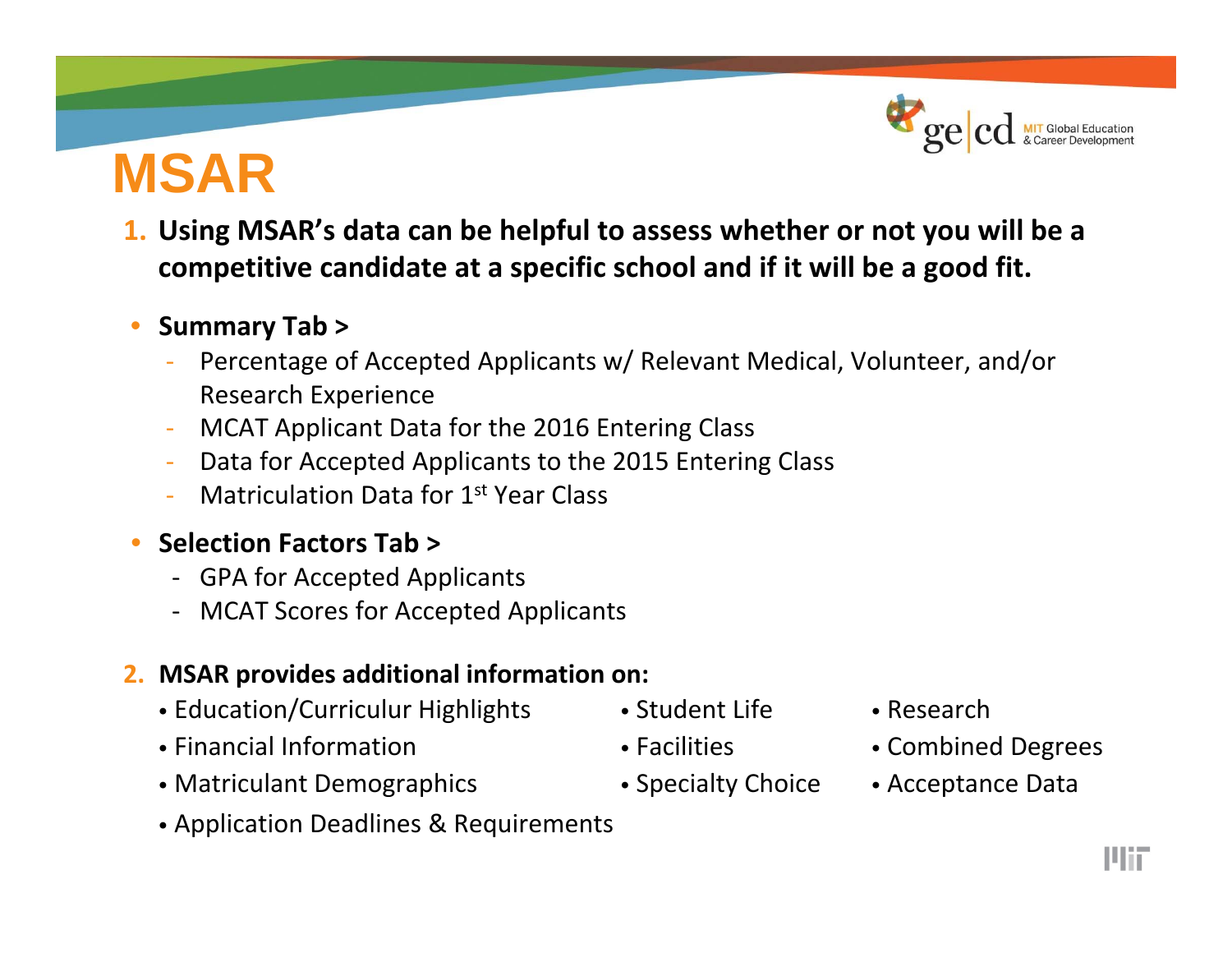# MSAR

1. **Using MSAR's data can be helpful to assess whether or not you will be a competitive candidate at a specific school and if it will be a good fit.**

- **Summary Tab >**
  - Percentage of Accepted Applicants w/ Relevant Medical, Volunteer, and/or Research Experience
  - MCAT Applicant Data for the 2016 Entering Class
  - Data for Accepted Applicants to the 2015 Entering Class
  - Matriculation Data for 1st Year Class
- **Selection Factors Tab >**
  - GPA for Accepted Applicants
  - MCAT Scores for Accepted Applicants

2. **MSAR provides additional information on:**

- Education/Curriculur Highlights
- Financial Information
- Matriculant Demographics
- Application Deadlines & Requirements
- Student Life
- Facilities
- Specialty Choice
- Research
- Combined Degrees
- Acceptance Data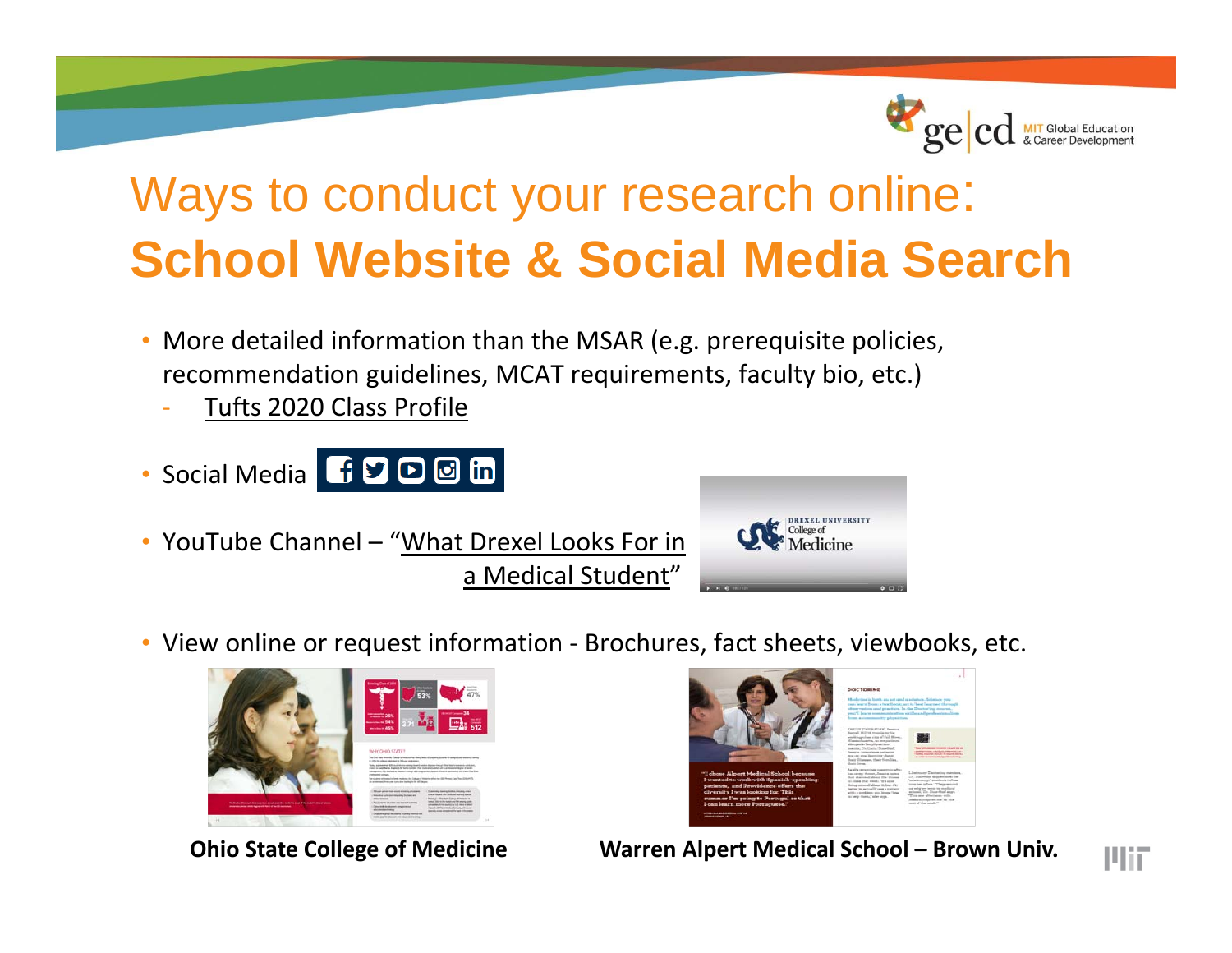# Ways to conduct your research online: **School Website & Social Media Search**

- More detailed information than the MSAR (e.g. prerequisite policies, recommendation guidelines, MCAT requirements, faculty bio, etc.)
  - Tufts 2020 Class Profile
- Social Media
- YouTube Channel – "What Drexel Looks For in a Medical Student"
- View online or request information - Brochures, fact sheets, viewbooks, etc.

**Ohio State College of Medicine**

**Warren Alpert Medical School – Brown Univ.**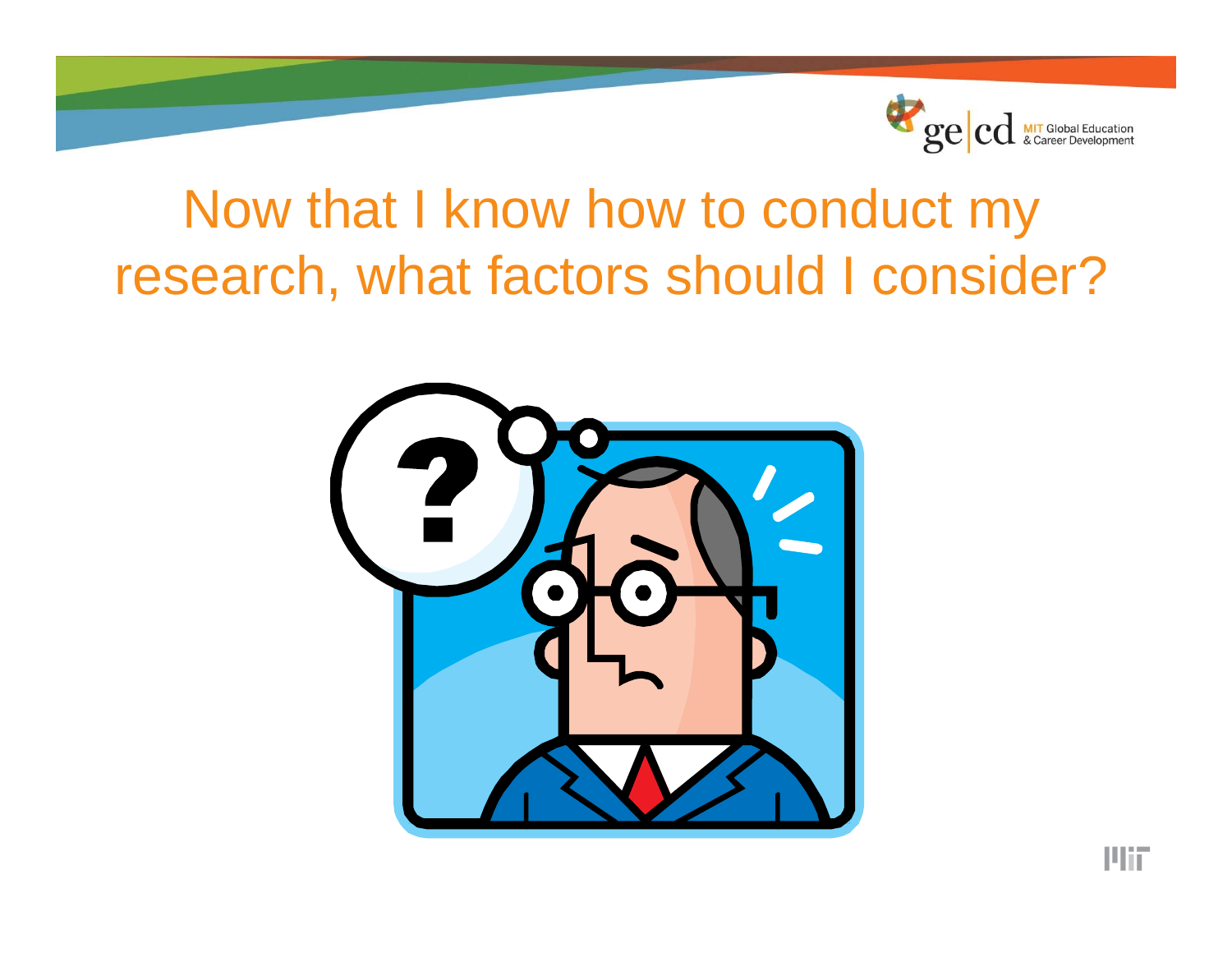# Now that I know how to conduct my research, what factors should I consider?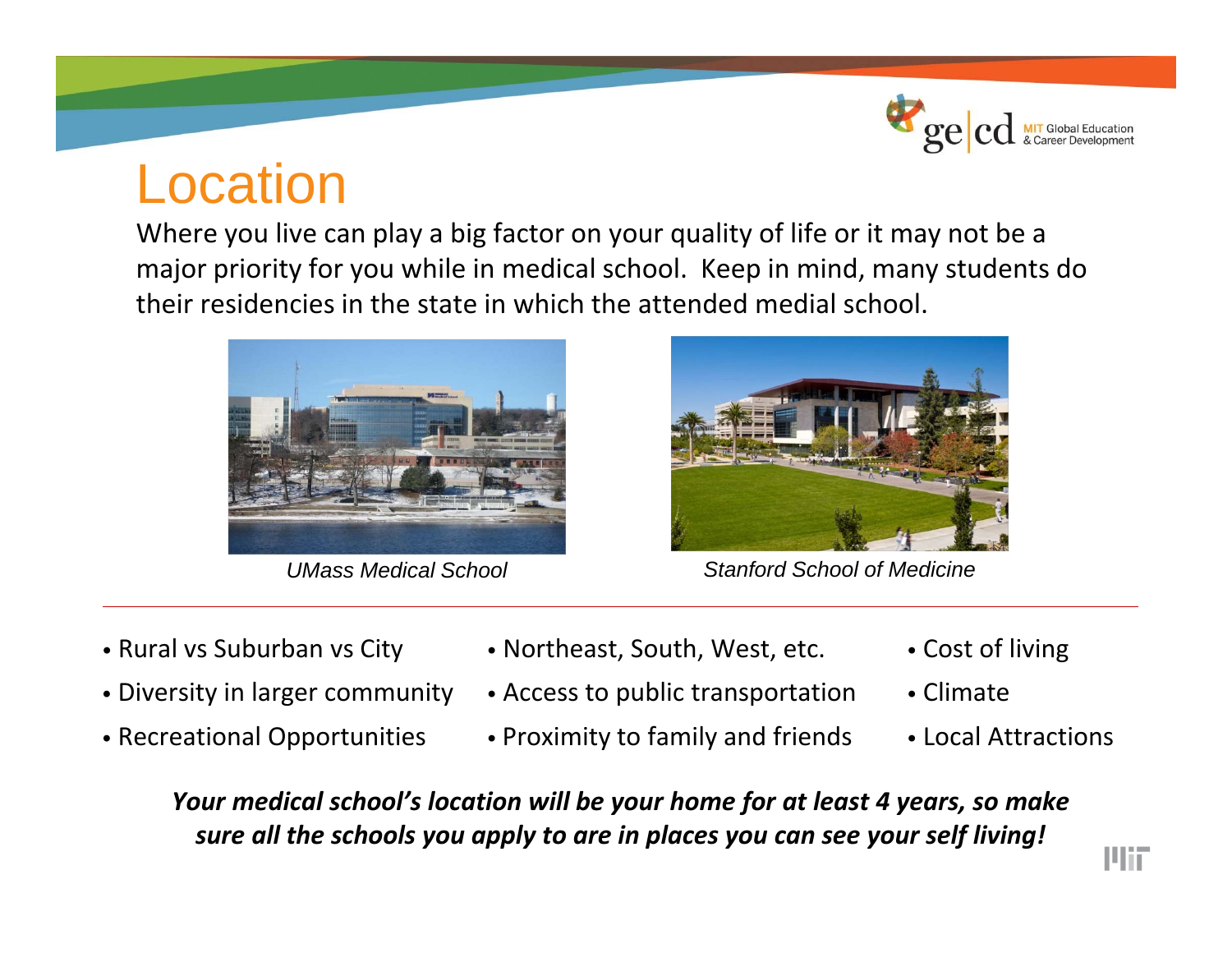# Location

Where you live can play a big factor on your quality of life or it may not be a major priority for you while in medical school. Keep in mind, many students do their residencies in the state in which the attended medial school.

*UMass Medical School*

*Stanford School of Medicine*

- Rural vs Suburban vs City
- Diversity in larger community
- Recreational Opportunities
- Northeast, South, West, etc.
- Access to public transportation
- Proximity to family and friends
- Cost of living
- Climate
- Local Attractions

***Your medical school's location will be your home for at least 4 years, so make sure all the schools you apply to are in places you can see your self living!***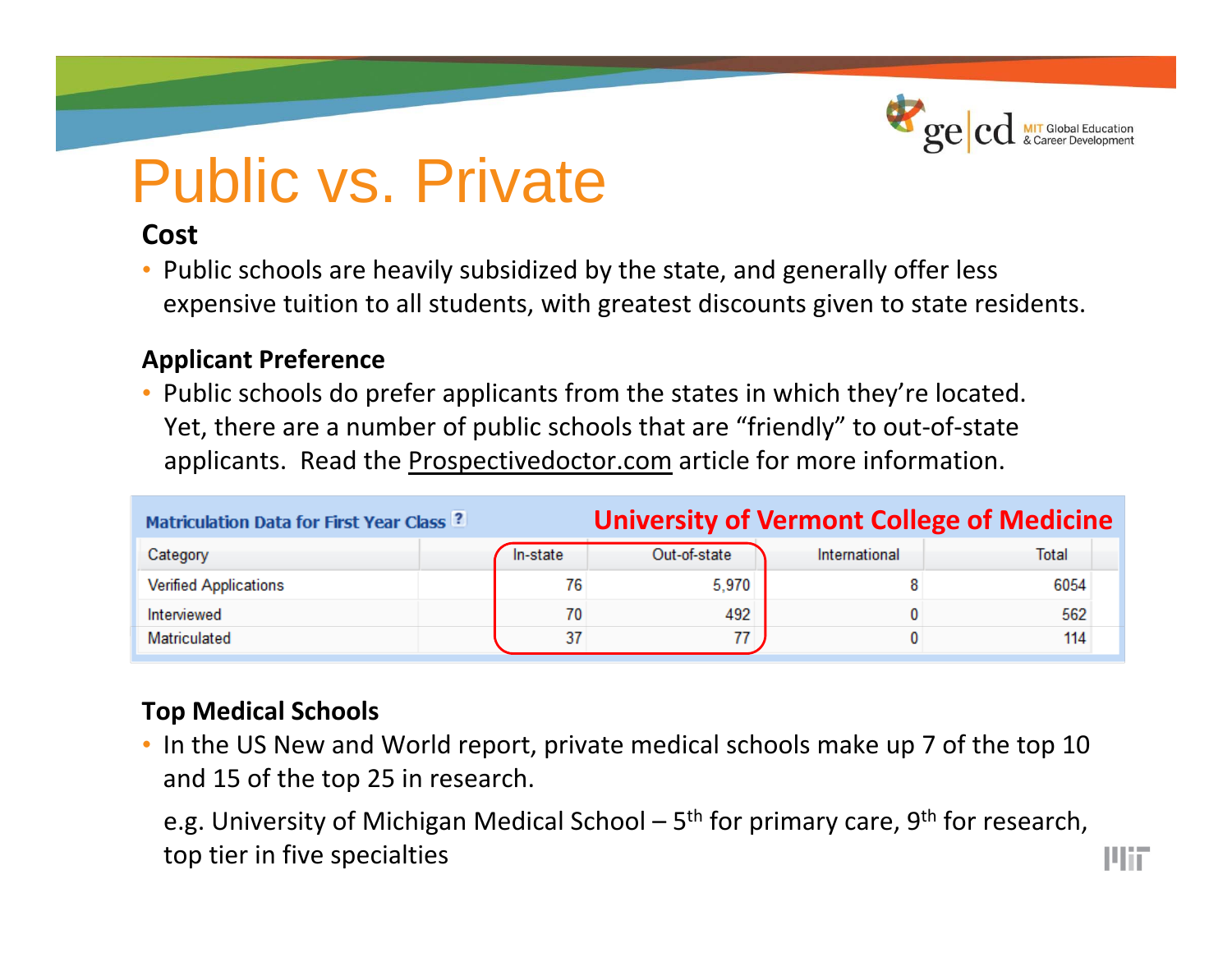# Public vs. Private

### Cost

- Public schools are heavily subsidized by the state, and generally offer less expensive tuition to all students, with greatest discounts given to state residents.

### Applicant Preference

- Public schools do prefer applicants from the states in which they're located. Yet, there are a number of public schools that are "friendly" to out-of-state applicants. Read the Prospectivedoctor.com article for more information.

**Matriculation Data for First Year Class** — **University of Vermont College of Medicine**

| Category | In-state | Out-of-state | International | Total |
|---|---|---|---|---|
| Verified Applications | 76 | 5,970 | 8 | 6054 |
| Interviewed | 70 | 492 | 0 | 562 |
| Matriculated | 37 | 77 | 0 | 114 |

### Top Medical Schools

- In the US New and World report, private medical schools make up 7 of the top 10 and 15 of the top 25 in research.

  e.g. University of Michigan Medical School – 5th for primary care, 9th for research, top tier in five specialties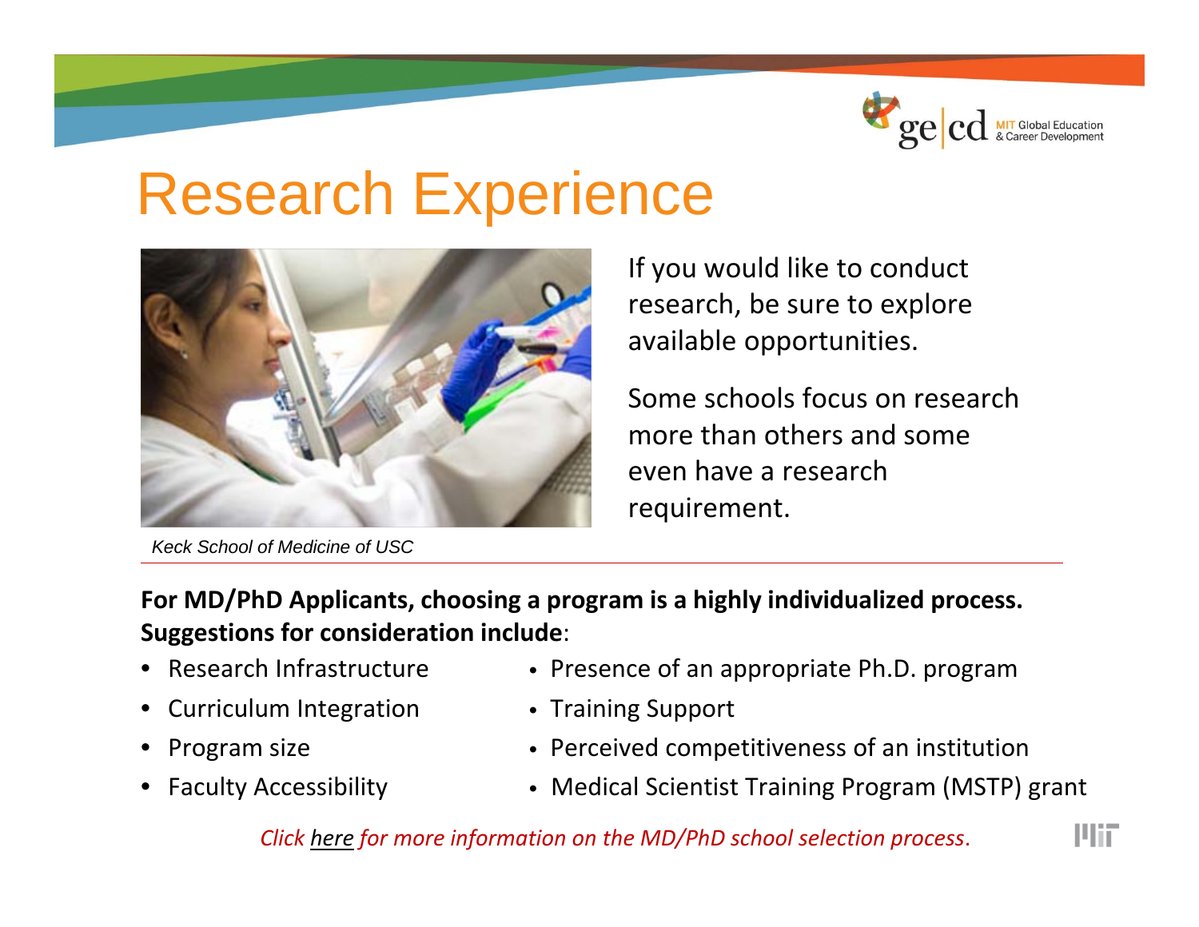# Research Experience

Keck School of Medicine of USC

If you would like to conduct research, be sure to explore available opportunities.

Some schools focus on research more than others and some even have a research requirement.

**For MD/PhD Applicants, choosing a program is a highly individualized process. Suggestions for consideration include**:

- Research Infrastructure
- Curriculum Integration
- Program size
- Faculty Accessibility
- Presence of an appropriate Ph.D. program
- Training Support
- Perceived competitiveness of an institution
- Medical Scientist Training Program (MSTP) grant

*Click here for more information on the MD/PhD school selection process.*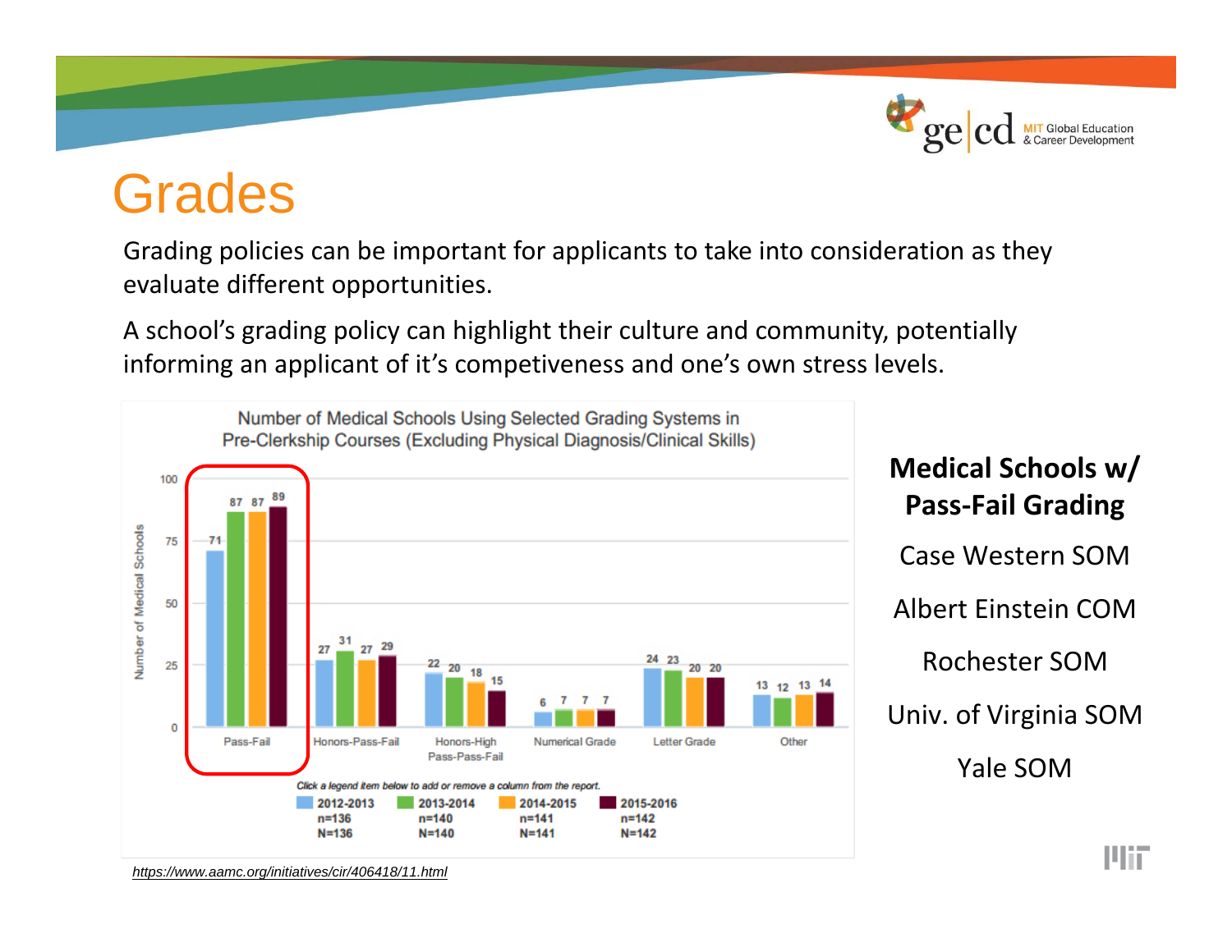# Grades

Grading policies can be important for applicants to take into consideration as they evaluate different opportunities.

A school's grading policy can highlight their culture and community, potentially informing an applicant of it's competiveness and one's own stress levels.

Number of Medical Schools Using Selected Grading Systems in Pre-Clerkship Courses (Excluding Physical Diagnosis/Clinical Skills)

| Grading System | 2012-2013 (n=136, N=136) | 2013-2014 (n=140, N=140) | 2014-2015 (n=141, N=141) | 2015-2016 (n=142, N=142) |
|---|---|---|---|---|
| Pass-Fail | 71 | 87 | 87 | 89 |
| Honors-Pass-Fail | 27 | 31 | 27 | 29 |
| Honors-High Pass-Pass-Fail | 22 | 20 | 18 | 15 |
| Numerical Grade | 6 | 7 | 7 | 7 |
| Letter Grade | 24 | 23 | 20 | 20 |
| Other | 13 | 12 | 13 | 14 |

*Click a legend item below to add or remove a column from the report.*

*https://www.aamc.org/initiatives/cir/406418/11.html*

**Medical Schools w/ Pass-Fail Grading**

Case Western SOM

Albert Einstein COM

Rochester SOM

Univ. of Virginia SOM

Yale SOM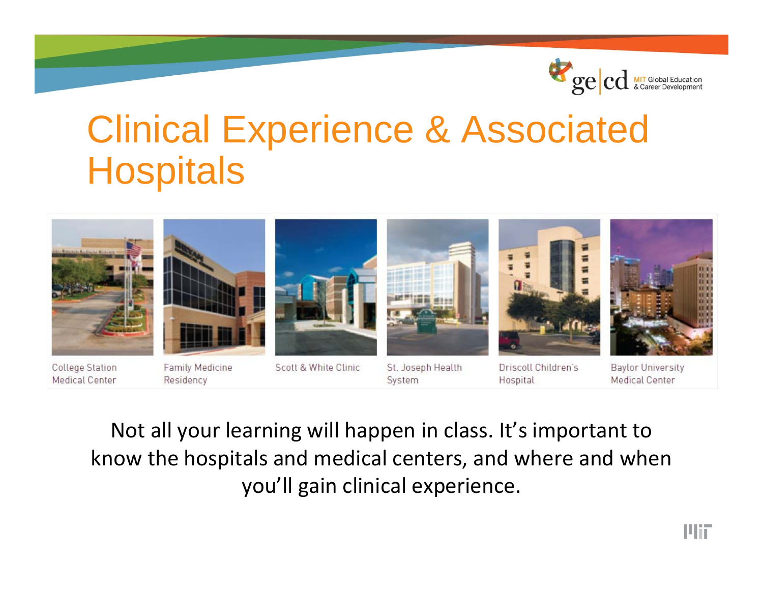# Clinical Experience & Associated Hospitals

College Station Medical Center

Family Medicine Residency

Scott & White Clinic

St. Joseph Health System

Driscoll Children's Hospital

Baylor University Medical Center

Not all your learning will happen in class. It's important to know the hospitals and medical centers, and where and when you'll gain clinical experience.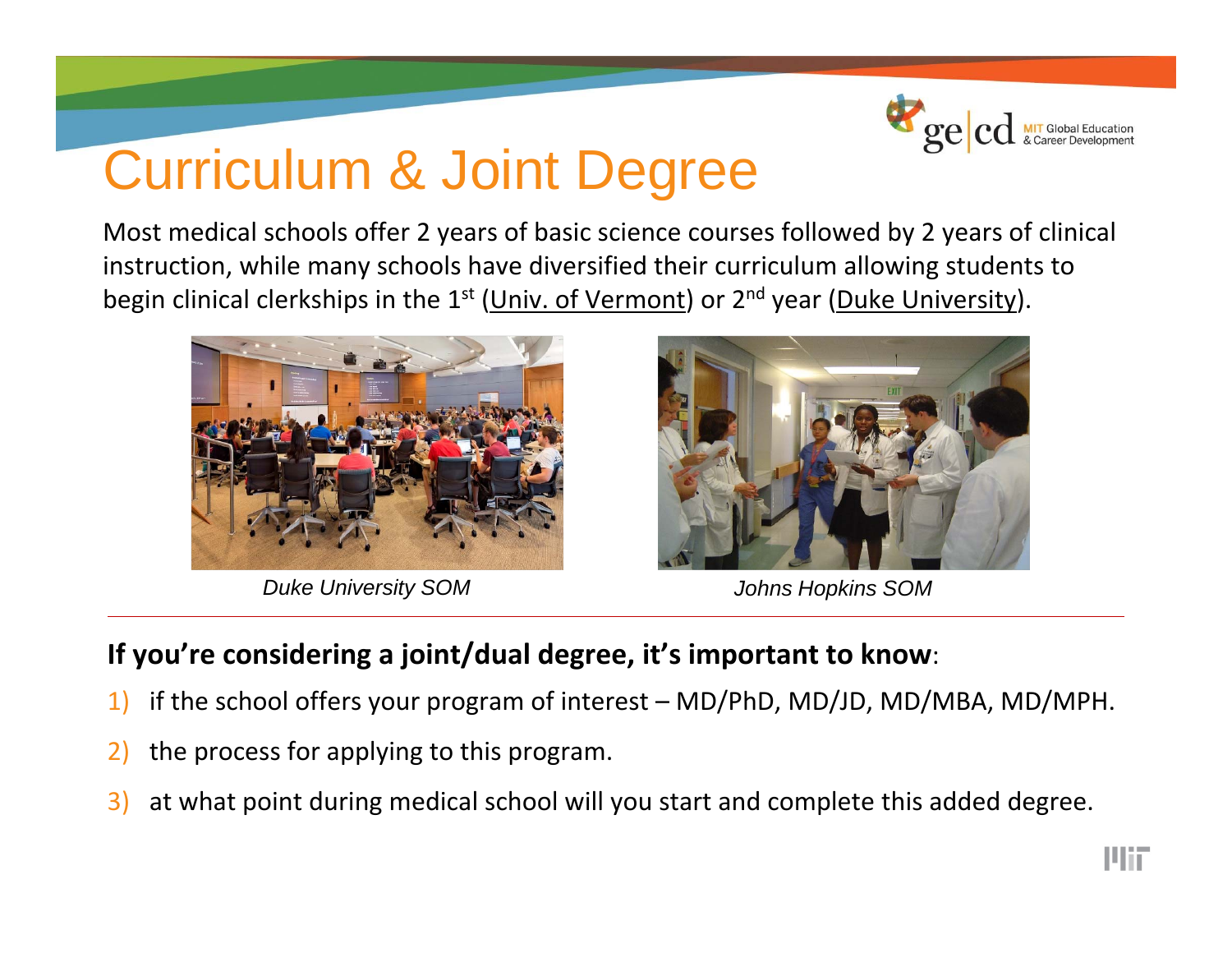# Curriculum & Joint Degree

Most medical schools offer 2 years of basic science courses followed by 2 years of clinical instruction, while many schools have diversified their curriculum allowing students to begin clinical clerkships in the 1st (Univ. of Vermont) or 2nd year (Duke University).

*Duke University SOM*

*Johns Hopkins SOM*

**If you're considering a joint/dual degree, it's important to know**:

1) if the school offers your program of interest – MD/PhD, MD/JD, MD/MBA, MD/MPH.
2) the process for applying to this program.
3) at what point during medical school will you start and complete this added degree.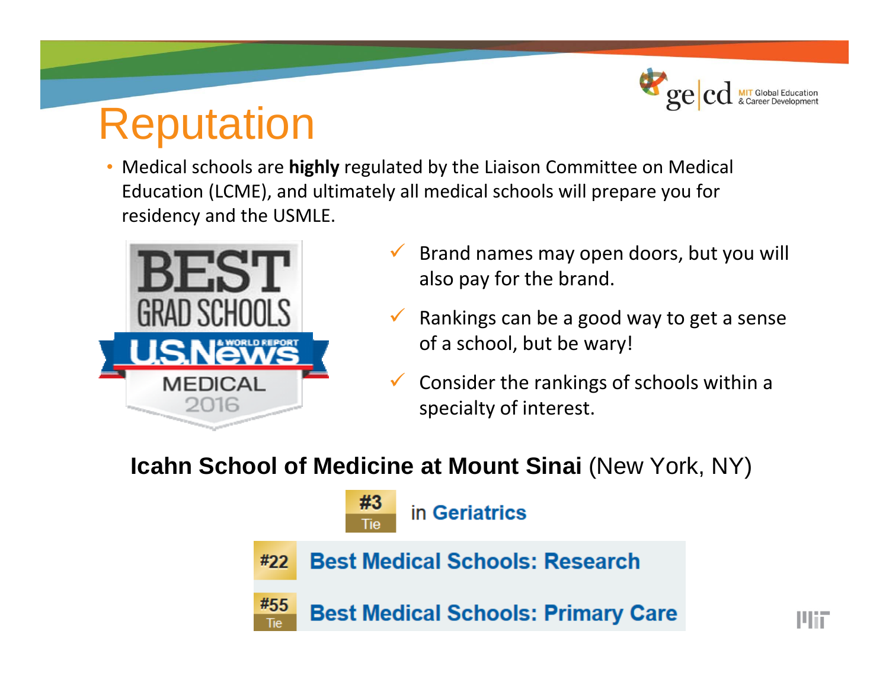# Reputation

- Medical schools are **highly** regulated by the Liaison Committee on Medical Education (LCME), and ultimately all medical schools will prepare you for residency and the USMLE.

BEST GRAD SCHOOLS
U.S.News & WORLD REPORT
MEDICAL
2016

- ✓ Brand names may open doors, but you will also pay for the brand.
- ✓ Rankings can be a good way to get a sense of a school, but be wary!
- ✓ Consider the rankings of schools within a specialty of interest.

**Icahn School of Medicine at Mount Sinai** (New York, NY)

#3 Tie in Geriatrics

#22 Best Medical Schools: Research

#55 Tie Best Medical Schools: Primary Care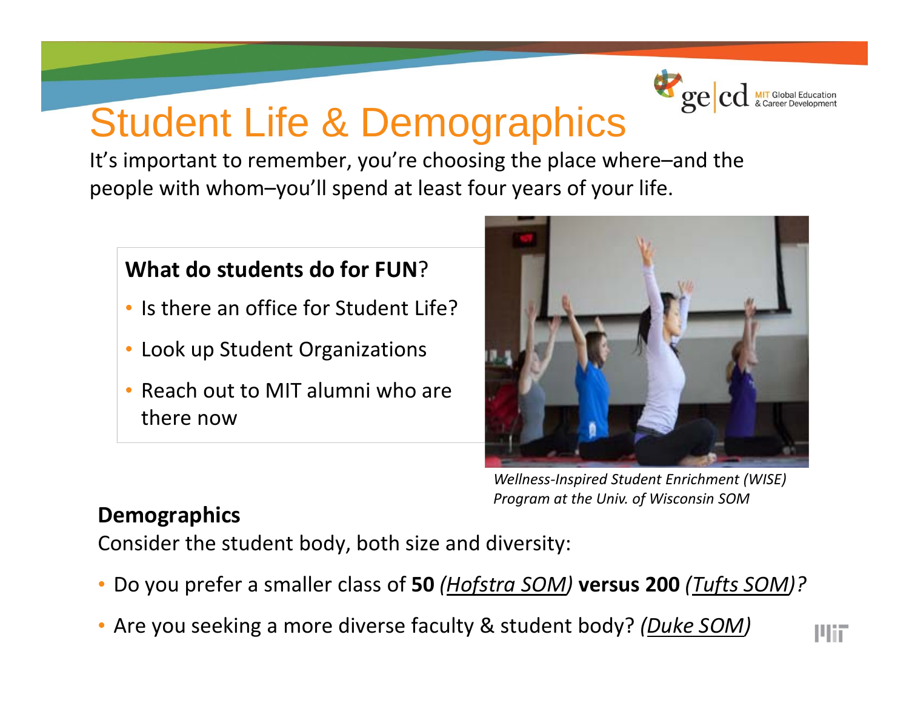# Student Life & Demographics

It's important to remember, you're choosing the place where–and the people with whom–you'll spend at least four years of your life.

**What do students do for FUN**?

- Is there an office for Student Life?
- Look up Student Organizations
- Reach out to MIT alumni who are there now

*Wellness-Inspired Student Enrichment (WISE) Program at the Univ. of Wisconsin SOM*

**Demographics**

Consider the student body, both size and diversity:

- Do you prefer a smaller class of **50** *(Hofstra SOM)* **versus 200** *(Tufts SOM)?*
- Are you seeking a more diverse faculty & student body? *(Duke SOM)*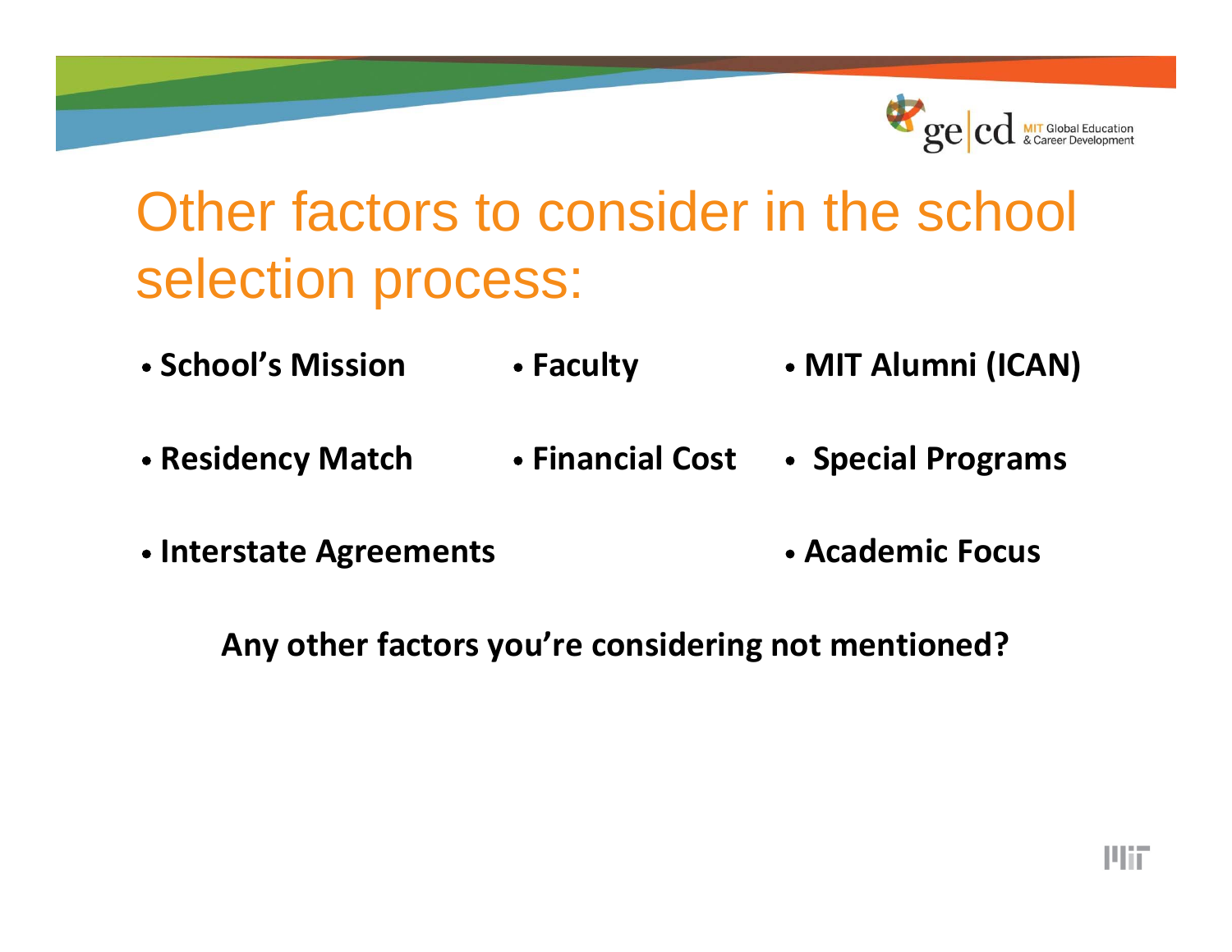# Other factors to consider in the school selection process:

- **School's Mission**
- **Faculty**
- **MIT Alumni (ICAN)**
- **Residency Match**
- **Financial Cost**
- **Special Programs**
- **Interstate Agreements**
- **Academic Focus**

**Any other factors you're considering not mentioned?**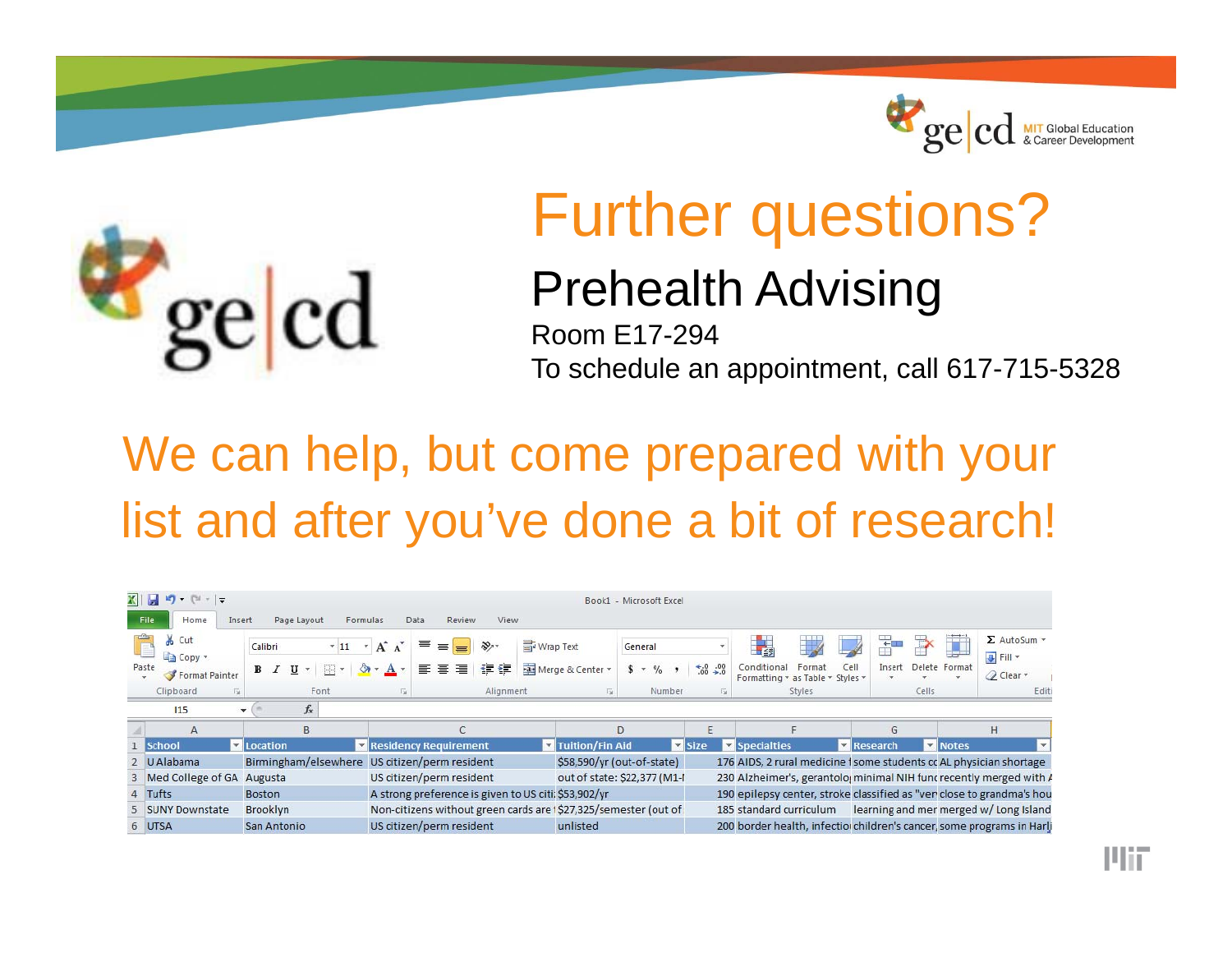# Further questions?

## Prehealth Advising

Room E17-294

To schedule an appointment, call 617-715-5328

## We can help, but come prepared with your list and after you've done a bit of research!

| School | Location | Residency Requirement | Tuition/Fin Aid | Size | Specialties | Research | Notes |
|---|---|---|---|---|---|---|---|
| U Alabama | Birmingham/elsewhere | US citizen/perm resident | $58,590/yr (out-of-state) | 176 | AIDS, 2 rural medicine | some students cc | AL physician shortage |
| Med College of GA | Augusta | US citizen/perm resident | out of state: $22,377 (M1-I | 230 | Alzheimer's, gerantolo | minimal NIH func | recently merged with A |
| Tufts | Boston | A strong preference is given to US citi | $53,902/yr | 190 | epilepsy center, stroke | classified as "ver | close to grandma's hou |
| SUNY Downstate | Brooklyn | Non-citizens without green cards are | $27,325/semester (out of | 185 | standard curriculum | learning and mer | merged w/ Long Island |
| UTSA | San Antonio | US citizen/perm resident | unlisted | 200 | border health, infectio | children's cancer, | some programs in Harl |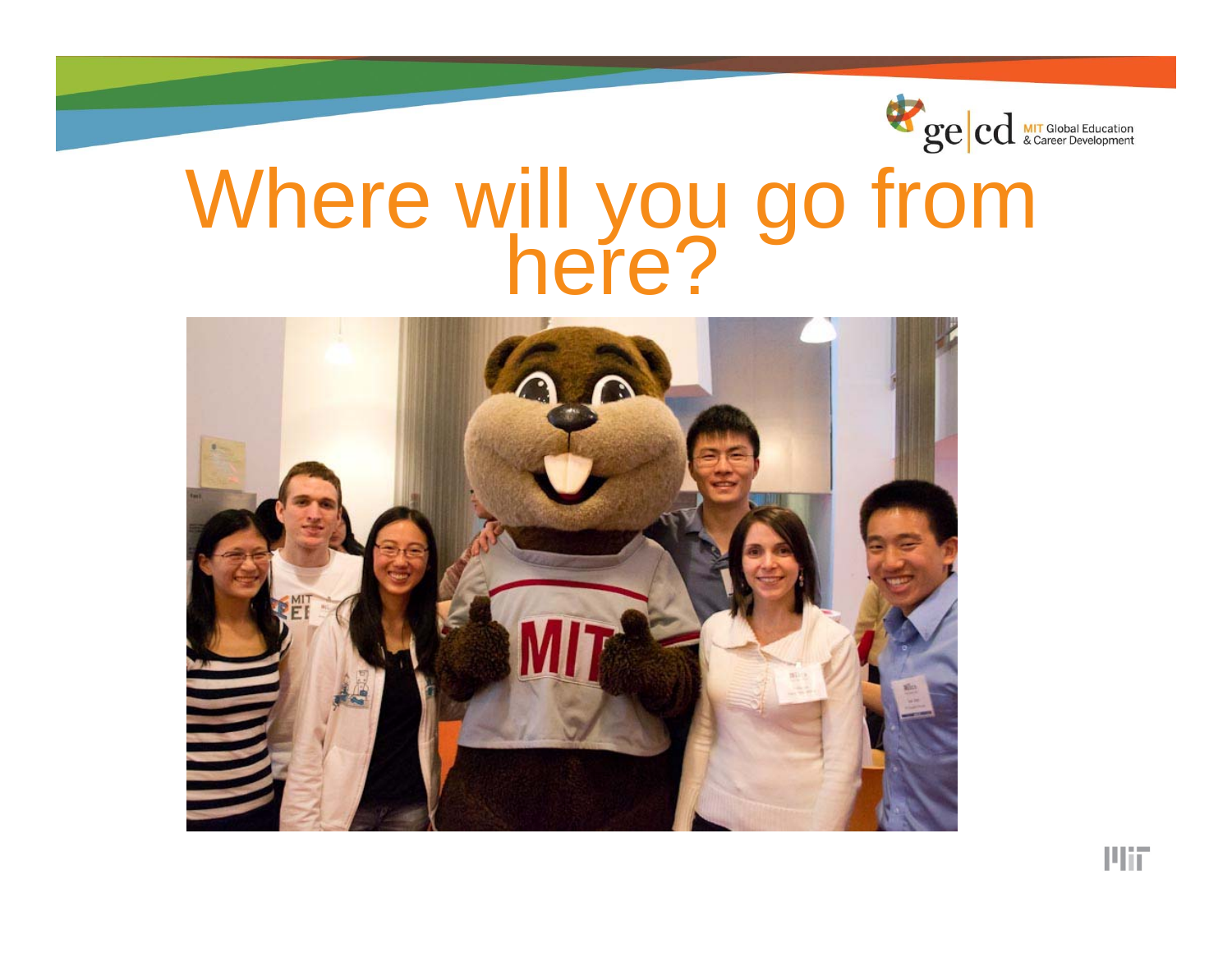# Where will you go from here?